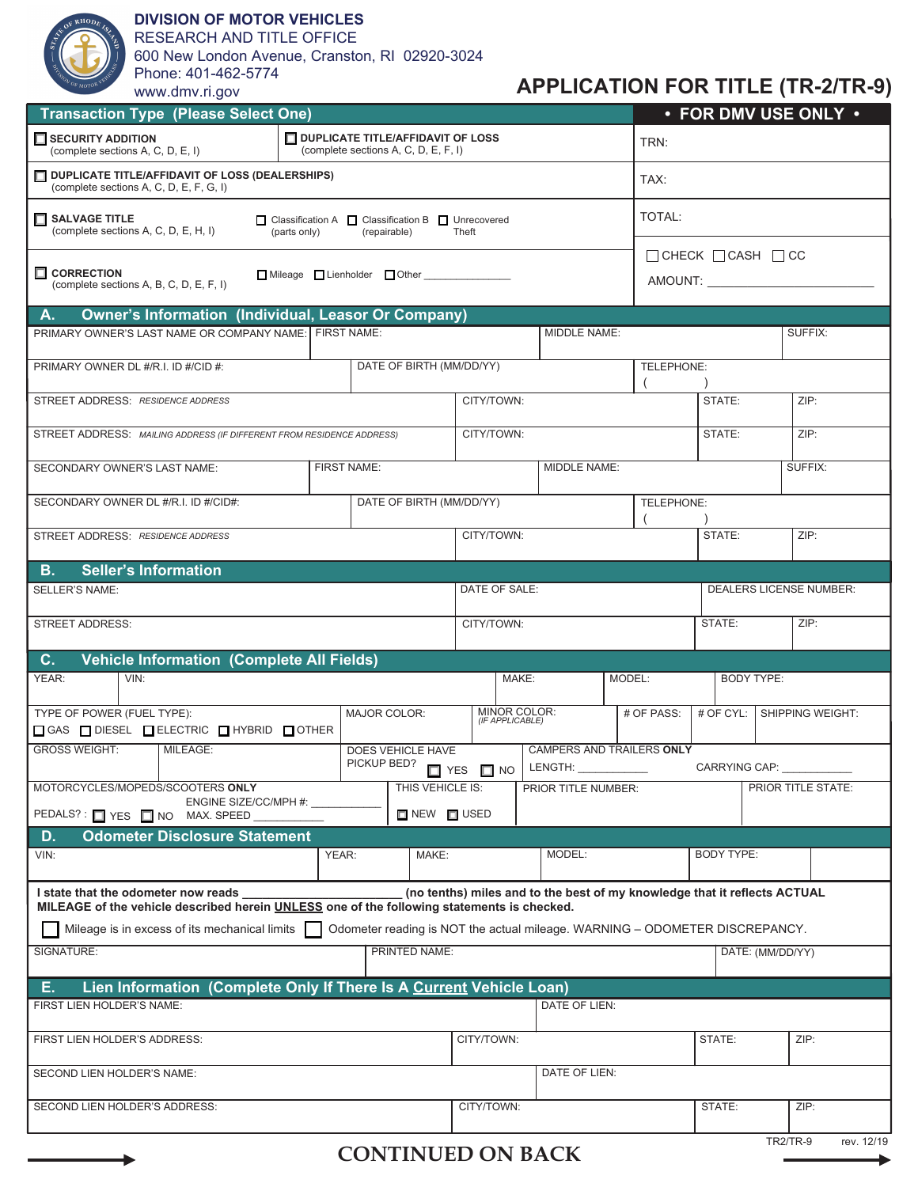DIVISION OF MOTOR VEHICLES
RESEARCH AND TITLE OFFICE
600 New London Avenue, Cranston, RI 02920-3024
Phone: 401-462-5774
www.dmv.ri.gov

# APPLICATION FOR TITLE (TR-2/TR-9)

| Transaction Type (Please Select One) | | • FOR DMV USE ONLY • |
|---|---|---|
| ☐ **SECURITY ADDITION** (complete sections A, C, D, E, I) | ☐ **DUPLICATE TITLE/AFFIDAVIT OF LOSS** (complete sections A, C, D, E, F, I) | TRN: |
| ☐ **DUPLICATE TITLE/AFFIDAVIT OF LOSS (DEALERSHIPS)** (complete sections A, C, D, E, F, G, I) | | TAX: |
| ☐ **SALVAGE TITLE** (complete sections A, C, D, E, H, I) | ☐ Classification A (parts only) ☐ Classification B (repairable) ☐ Unrecovered Theft | TOTAL: |
| ☐ **CORRECTION** (complete sections A, B, C, D, E, F, I) | ☐ Mileage ☐ Lienholder ☐ Other ______________ | ☐ CHECK ☐ CASH ☐ CC AMOUNT: ____________________ |

## A. Owner's Information (Individual, Leasor Or Company)

| PRIMARY OWNER'S LAST NAME OR COMPANY NAME: | FIRST NAME: | MIDDLE NAME: | SUFFIX: |
|---|---|---|---|
| PRIMARY OWNER DL #/R.I. ID #/CID #: | DATE OF BIRTH (MM/DD/YY) | TELEPHONE: ( ) | |
| STREET ADDRESS: *RESIDENCE ADDRESS* | CITY/TOWN: | STATE: | ZIP: |
| STREET ADDRESS: *MAILING ADDRESS (IF DIFFERENT FROM RESIDENCE ADDRESS)* | CITY/TOWN: | STATE: | ZIP: |
| SECONDARY OWNER'S LAST NAME: | FIRST NAME: | MIDDLE NAME: | SUFFIX: |
| SECONDARY OWNER DL #/R.I. ID #/CID#: | DATE OF BIRTH (MM/DD/YY) | TELEPHONE: ( ) | |
| STREET ADDRESS: *RESIDENCE ADDRESS* | CITY/TOWN: | STATE: | ZIP: |

## B. Seller's Information

| SELLER'S NAME: | DATE OF SALE: | DEALERS LICENSE NUMBER: | |
|---|---|---|---|
| STREET ADDRESS: | CITY/TOWN: | STATE: | ZIP: |

## C. Vehicle Information (Complete All Fields)

| YEAR: | VIN: | MAKE: | MODEL: | BODY TYPE: |
|---|---|---|---|---|
| TYPE OF POWER (FUEL TYPE): ☐ GAS ☐ DIESEL ☐ ELECTRIC ☐ HYBRID ☐ OTHER | MAJOR COLOR: | MINOR COLOR: *(IF APPLICABLE)* | # OF PASS: / # OF CYL: | SHIPPING WEIGHT: |
| GROSS WEIGHT: | MILEAGE: | DOES VEHICLE HAVE PICKUP BED? ☐ YES ☐ NO | CAMPERS AND TRAILERS **ONLY** LENGTH: __________ | CARRYING CAP: ___________ |
| MOTORCYCLES/MOPEDS/SCOOTERS **ONLY** ENGINE SIZE/CC/MPH #: __________ PEDALS? : ☐ YES ☐ NO MAX. SPEED __________ | THIS VEHICLE IS: ☐ NEW ☐ USED | PRIOR TITLE NUMBER: | | PRIOR TITLE STATE: |

## D. Odometer Disclosure Statement

| VIN: | YEAR: | MAKE: | MODEL: | BODY TYPE: |
|---|---|---|---|---|

**I state that the odometer now reads ______________________ (no tenths) miles and to the best of my knowledge that it reflects ACTUAL MILEAGE of the vehicle described herein UNLESS one of the following statements is checked.**

☐ Mileage is in excess of its mechanical limits ☐ Odometer reading is NOT the actual mileage. WARNING – ODOMETER DISCREPANCY.

| SIGNATURE: | PRINTED NAME: | DATE: (MM/DD/YY) |
|---|---|---|

## E. Lien Information (Complete Only If There Is A Current Vehicle Loan)

| FIRST LIEN HOLDER'S NAME: | DATE OF LIEN: | | |
|---|---|---|---|
| FIRST LIEN HOLDER'S ADDRESS: | CITY/TOWN: | STATE: | ZIP: |
| SECOND LIEN HOLDER'S NAME: | DATE OF LIEN: | | |
| SECOND LIEN HOLDER'S ADDRESS: | CITY/TOWN: | STATE: | ZIP: |

**CONTINUED ON BACK**

TR2/TR-9 rev. 12/19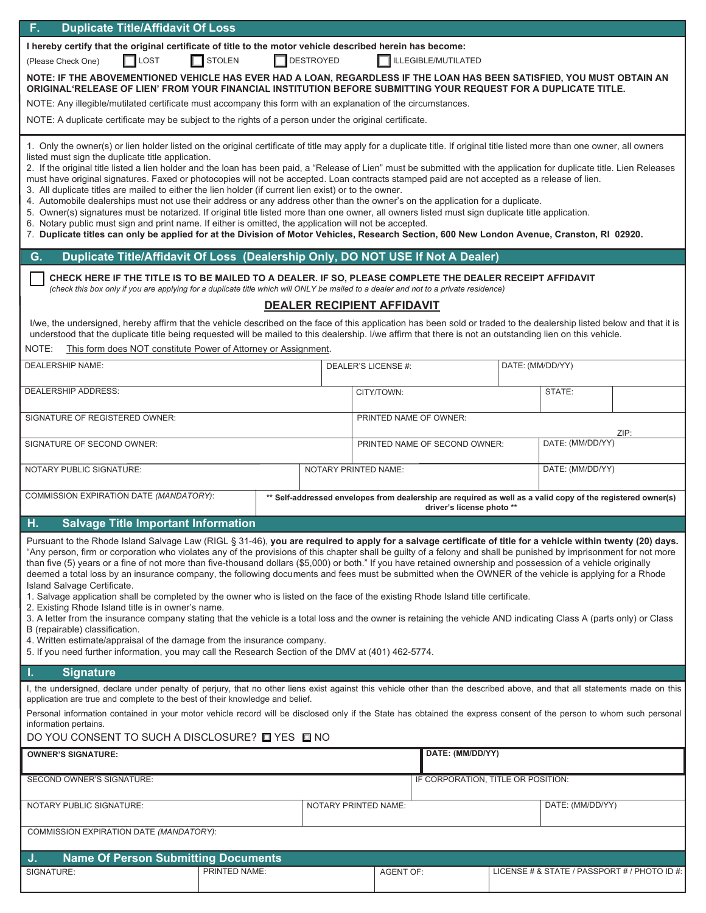## F. Duplicate Title/Affidavit Of Loss

**I hereby certify that the original certificate of title to the motor vehicle described herein has become:**

(Please Check One) ☐ LOST ☐ STOLEN ☐ DESTROYED ☐ ILLEGIBLE/MUTILATED

**NOTE: IF THE ABOVEMENTIONED VEHICLE HAS EVER HAD A LOAN, REGARDLESS IF THE LOAN HAS BEEN SATISFIED, YOU MUST OBTAIN AN ORIGINAL'RELEASE OF LIEN' FROM YOUR FINANCIAL INSTITUTION BEFORE SUBMITTING YOUR REQUEST FOR A DUPLICATE TITLE.**

NOTE: Any illegible/mutilated certificate must accompany this form with an explanation of the circumstances.

NOTE: A duplicate certificate may be subject to the rights of a person under the original certificate.

1. Only the owner(s) or lien holder listed on the original certificate of title may apply for a duplicate title. If original title listed more than one owner, all owners listed must sign the duplicate title application.
2. If the original title listed a lien holder and the loan has been paid, a "Release of Lien" must be submitted with the application for duplicate title. Lien Releases must have original signatures. Faxed or photocopies will not be accepted. Loan contracts stamped paid are not accepted as a release of lien.
3. All duplicate titles are mailed to either the lien holder (if current lien exist) or to the owner.
4. Automobile dealerships must not use their address or any address other than the owner's on the application for a duplicate.
5. Owner(s) signatures must be notarized. If original title listed more than one owner, all owners listed must sign duplicate title application.
6. Notary public must sign and print name. If either is omitted, the application will not be accepted.
7. **Duplicate titles can only be applied for at the Division of Motor Vehicles, Research Section, 600 New London Avenue, Cranston, RI 02920.**

## G. Duplicate Title/Affidavit Of Loss (Dealership Only, DO NOT USE If Not A Dealer)

☐ **CHECK HERE IF THE TITLE IS TO BE MAILED TO A DEALER. IF SO, PLEASE COMPLETE THE DEALER RECEIPT AFFIDAVIT**
*(check this box only if you are applying for a duplicate title which will ONLY be mailed to a dealer and not to a private residence)*

### DEALER RECIPIENT AFFIDAVIT

I/we, the undersigned, hereby affirm that the vehicle described on the face of this application has been sold or traded to the dealership listed below and that it is understood that the duplicate title being requested will be mailed to this dealership. I/we affirm that there is not an outstanding lien on this vehicle.

NOTE: This form does NOT constitute Power of Attorney or Assignment.

| DEALERSHIP NAME: | DEALER'S LICENSE #: | DATE: (MM/DD/YY) |
|---|---|---|
| DEALERSHIP ADDRESS: | CITY/TOWN: | STATE: / ZIP: |
| SIGNATURE OF REGISTERED OWNER: | PRINTED NAME OF OWNER: | |
| SIGNATURE OF SECOND OWNER: | PRINTED NAME OF SECOND OWNER: | DATE: (MM/DD/YY) |
| NOTARY PUBLIC SIGNATURE: | NOTARY PRINTED NAME: | DATE: (MM/DD/YY) |
| COMMISSION EXPIRATION DATE *(MANDATORY)*: | **\*\* Self-addressed envelopes from dealership are required as well as a valid copy of the registered owner(s) driver's license photo \*\*** | |

## H. Salvage Title Important Information

Pursuant to the Rhode Island Salvage Law (RIGL § 31-46), **you are required to apply for a salvage certificate of title for a vehicle within twenty (20) days.** "Any person, firm or corporation who violates any of the provisions of this chapter shall be guilty of a felony and shall be punished by imprisonment for not more than five (5) years or a fine of not more than five-thousand dollars ($5,000) or both." If you have retained ownership and possession of a vehicle originally deemed a total loss by an insurance company, the following documents and fees must be submitted when the OWNER of the vehicle is applying for a Rhode Island Salvage Certificate.

1. Salvage application shall be completed by the owner who is listed on the face of the existing Rhode Island title certificate.
2. Existing Rhode Island title is in owner's name.
3. A letter from the insurance company stating that the vehicle is a total loss and the owner is retaining the vehicle AND indicating Class A (parts only) or Class B (repairable) classification.
4. Written estimate/appraisal of the damage from the insurance company.
5. If you need further information, you may call the Research Section of the DMV at (401) 462-5774.

## I. Signature

I, the undersigned, declare under penalty of perjury, that no other liens exist against this vehicle other than the described above, and that all statements made on this application are true and complete to the best of their knowledge and belief.

Personal information contained in your motor vehicle record will be disclosed only if the State has obtained the express consent of the person to whom such personal information pertains.

DO YOU CONSENT TO SUCH A DISCLOSURE? ☐ YES ☐ NO

| **OWNER'S SIGNATURE:** | | **DATE: (MM/DD/YY)** |
|---|---|---|
| SECOND OWNER'S SIGNATURE: | IF CORPORATION, TITLE OR POSITION: | |
| NOTARY PUBLIC SIGNATURE: | NOTARY PRINTED NAME: | DATE: (MM/DD/YY) |
| COMMISSION EXPIRATION DATE *(MANDATORY)*: | | |

## J. Name Of Person Submitting Documents

| SIGNATURE: | PRINTED NAME: | AGENT OF: | LICENSE # & STATE / PASSPORT # / PHOTO ID #: |
|---|---|---|---|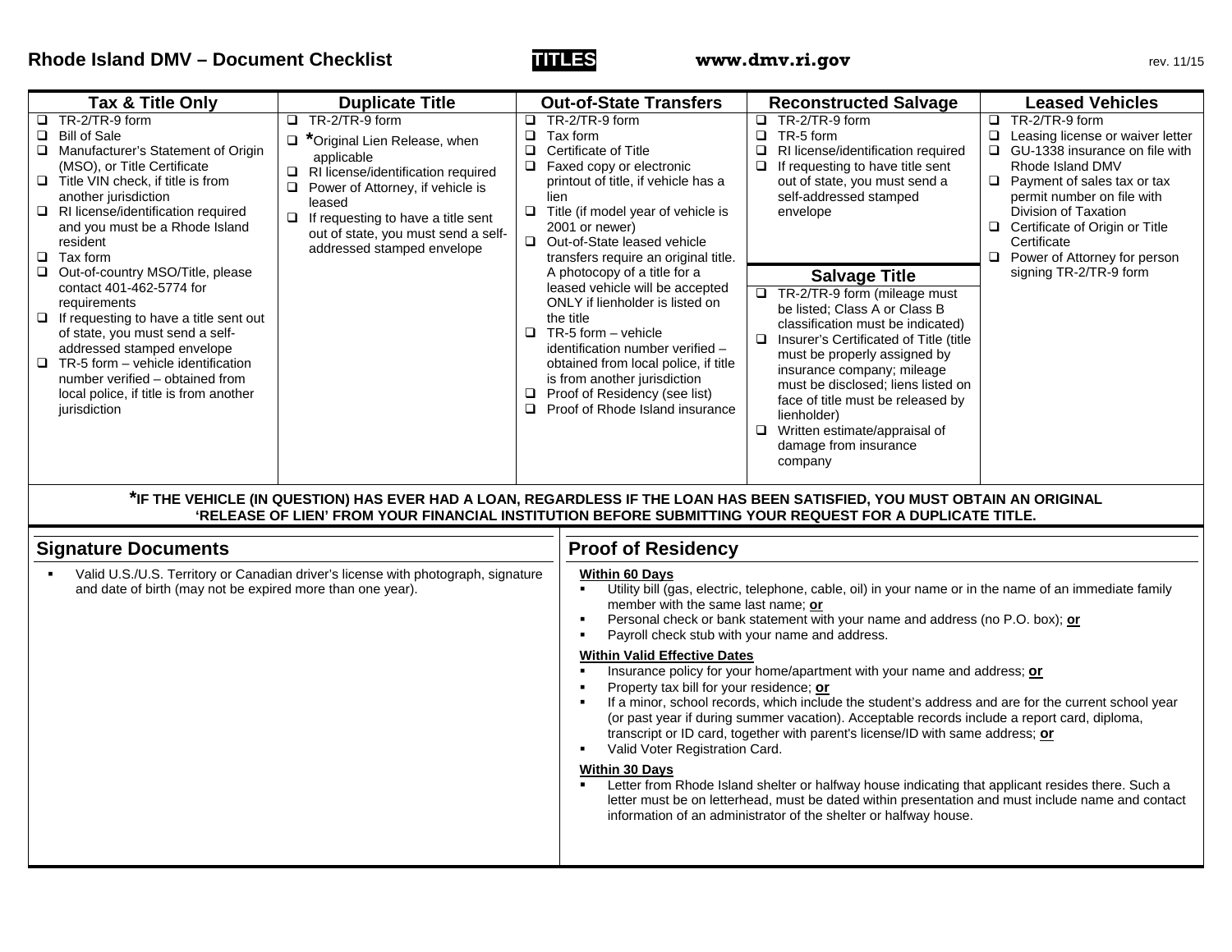# Rhode Island DMV – Document Checklist

**TITLES** **www.dmv.ri.gov** rev. 11/15

## Tax & Title Only

- ❑ TR-2/TR-9 form
- ❑ Bill of Sale
- ❑ Manufacturer's Statement of Origin (MSO), or Title Certificate
- ❑ Title VIN check, if title is from another jurisdiction
- ❑ RI license/identification required and you must be a Rhode Island resident
- ❑ Tax form
- ❑ Out-of-country MSO/Title, please contact 401-462-5774 for requirements
- ❑ If requesting to have a title sent out of state, you must send a self-addressed stamped envelope
- ❑ TR-5 form – vehicle identification number verified – obtained from local police, if title is from another jurisdiction

## Duplicate Title

- ❑ TR-2/TR-9 form
- ❑ *Original Lien Release, when applicable
- ❑ RI license/identification required
- ❑ Power of Attorney, if vehicle is leased
- ❑ If requesting to have a title sent out of state, you must send a self-addressed stamped envelope

## Out-of-State Transfers

- ❑ TR-2/TR-9 form
- ❑ Tax form
- ❑ Certificate of Title
- ❑ Faxed copy or electronic printout of title, if vehicle has a lien
- ❑ Title (if model year of vehicle is 2001 or newer)
- ❑ Out-of-State leased vehicle transfers require an original title. A photocopy of a title for a leased vehicle will be accepted ONLY if lienholder is listed on the title
- ❑ TR-5 form – vehicle identification number verified – obtained from local police, if title is from another jurisdiction
- ❑ Proof of Residency (see list)
- ❑ Proof of Rhode Island insurance

## Reconstructed Salvage

- ❑ TR-2/TR-9 form
- ❑ TR-5 form
- ❑ RI license/identification required
- ❑ If requesting to have title sent out of state, you must send a self-addressed stamped envelope

## Salvage Title

- ❑ TR-2/TR-9 form (mileage must be listed; Class A or Class B classification must be indicated)
- ❑ Insurer's Certificate of Title (title must be properly assigned by insurance company; mileage must be disclosed; liens listed on face of title must be released by lienholder)
- ❑ Written estimate/appraisal of damage from insurance company

## Leased Vehicles

- ❑ TR-2/TR-9 form
- ❑ Leasing license or waiver letter
- ❑ GU-1338 insurance on file with Rhode Island DMV
- ❑ Payment of sales tax or tax permit number on file with Division of Taxation
- ❑ Certificate of Origin or Title Certificate
- ❑ Power of Attorney for person signing TR-2/TR-9 form

***IF THE VEHICLE (IN QUESTION) HAS EVER HAD A LOAN, REGARDLESS IF THE LOAN HAS BEEN SATISFIED, YOU MUST OBTAIN AN ORIGINAL 'RELEASE OF LIEN' FROM YOUR FINANCIAL INSTITUTION BEFORE SUBMITTING YOUR REQUEST FOR A DUPLICATE TITLE.**

## Signature Documents

- Valid U.S./U.S. Territory or Canadian driver's license with photograph, signature and date of birth (may not be expired more than one year).

## Proof of Residency

**Within 60 Days**

- Utility bill (gas, electric, telephone, cable, oil) in your name or in the name of an immediate family member with the same last name; **or**
- Personal check or bank statement with your name and address (no P.O. box); **or**
- Payroll check stub with your name and address.

**Within Valid Effective Dates**

- Insurance policy for your home/apartment with your name and address; **or**
- Property tax bill for your residence; **or**
- If a minor, school records, which include the student's address and are for the current school year (or past year if during summer vacation). Acceptable records include a report card, diploma, transcript or ID card, together with parent's license/ID with same address; **or**
- Valid Voter Registration Card.

**Within 30 Days**

- Letter from Rhode Island shelter or halfway house indicating that applicant resides there. Such a letter must be on letterhead, must be dated within presentation and must include name and contact information of an administrator of the shelter or halfway house.